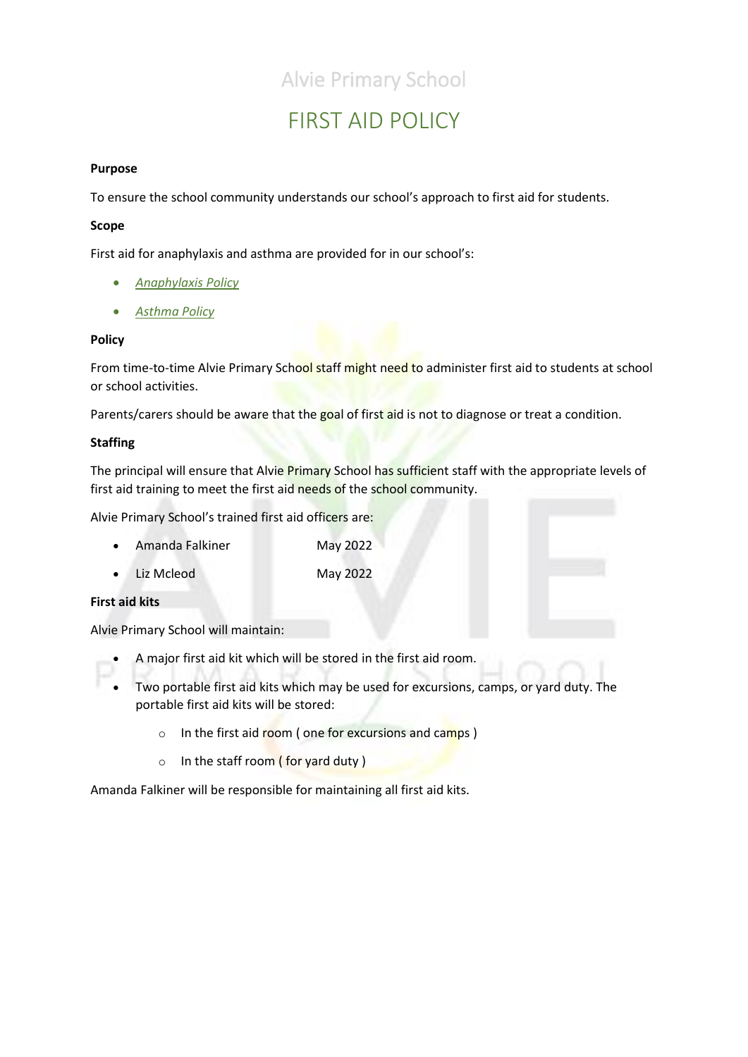# Alvie Primary School

# FIRST AID POLICY

**Purpose**

To ensure the school community understands our school's approach to first aid for students.

**Scope**

First aid for anaphylaxis and asthma are provided for in our school's:

- *Anaphylaxis Policy*
- *Asthma Policy*

**Policy**

From time-to-time Alvie Primary School staff might need to administer first aid to students at school or school activities.

Parents/carers should be aware that the goal of first aid is not to diagnose or treat a condition.

**Staffing**

The principal will ensure that Alvie Primary School has sufficient staff with the appropriate levels of first aid training to meet the first aid needs of the school community.

Alvie Primary School's trained first aid officers are:

- Amanda Falkiner May 2022
- Liz Mcleod May 2022

**First aid kits**

Alvie Primary School will maintain:

- A major first aid kit which will be stored in the first aid room.
- Two portable first aid kits which may be used for excursions, camps, or yard duty. The portable first aid kits will be stored:
  - In the first aid room ( one for excursions and camps )
  - In the staff room ( for yard duty )

Amanda Falkiner will be responsible for maintaining all first aid kits.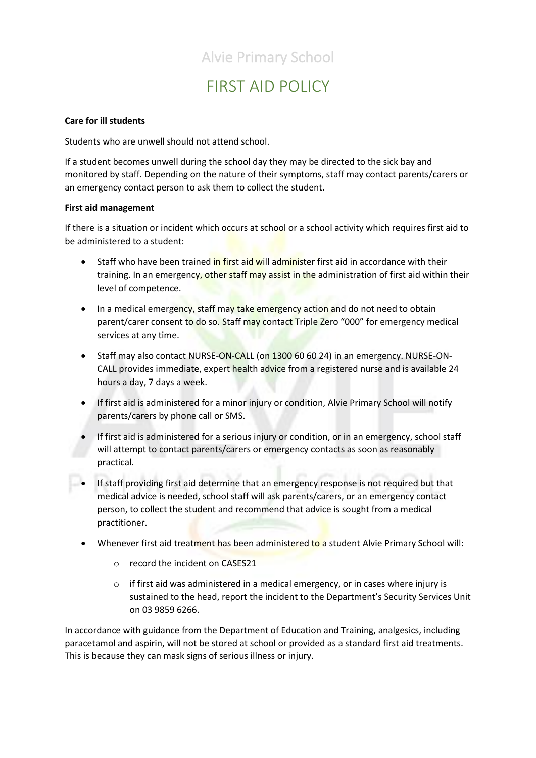# Alvie Primary School

# FIRST AID POLICY

**Care for ill students**

Students who are unwell should not attend school.

If a student becomes unwell during the school day they may be directed to the sick bay and monitored by staff. Depending on the nature of their symptoms, staff may contact parents/carers or an emergency contact person to ask them to collect the student.

**First aid management**

If there is a situation or incident which occurs at school or a school activity which requires first aid to be administered to a student:

- Staff who have been trained in first aid will administer first aid in accordance with their training. In an emergency, other staff may assist in the administration of first aid within their level of competence.
- In a medical emergency, staff may take emergency action and do not need to obtain parent/carer consent to do so. Staff may contact Triple Zero "000" for emergency medical services at any time.
- Staff may also contact NURSE-ON-CALL (on 1300 60 60 24) in an emergency. NURSE-ON-CALL provides immediate, expert health advice from a registered nurse and is available 24 hours a day, 7 days a week.
- If first aid is administered for a minor injury or condition, Alvie Primary School will notify parents/carers by phone call or SMS.
- If first aid is administered for a serious injury or condition, or in an emergency, school staff will attempt to contact parents/carers or emergency contacts as soon as reasonably practical.
- If staff providing first aid determine that an emergency response is not required but that medical advice is needed, school staff will ask parents/carers, or an emergency contact person, to collect the student and recommend that advice is sought from a medical practitioner.
- Whenever first aid treatment has been administered to a student Alvie Primary School will:
  - record the incident on CASES21
  - if first aid was administered in a medical emergency, or in cases where injury is sustained to the head, report the incident to the Department's Security Services Unit on 03 9859 6266.

In accordance with guidance from the Department of Education and Training, analgesics, including paracetamol and aspirin, will not be stored at school or provided as a standard first aid treatments. This is because they can mask signs of serious illness or injury.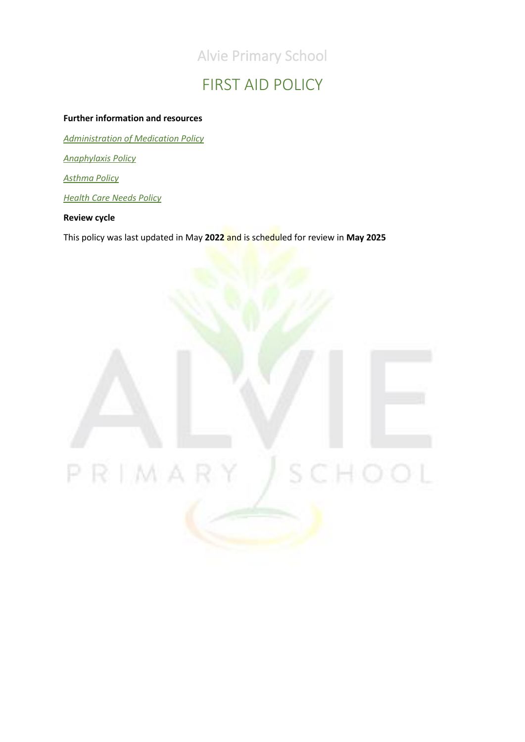Alvie Primary School

# FIRST AID POLICY

**Further information and resources**

*Administration of Medication Policy*

*Anaphylaxis Policy*

*Asthma Policy*

*Health Care Needs Policy*

**Review cycle**

This policy was last updated in May **2022** and is scheduled for review in **May 2025**